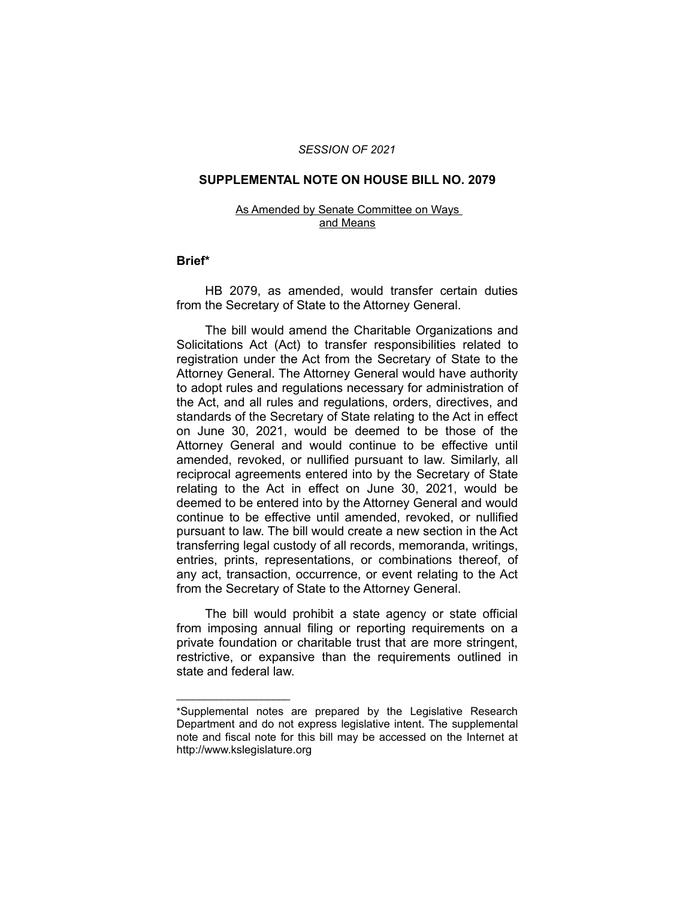*SESSION OF 2021*

# SUPPLEMENTAL NOTE ON HOUSE BILL NO. 2079

As Amended by Senate Committee on Ways and Means

## Brief*

HB 2079, as amended, would transfer certain duties from the Secretary of State to the Attorney General.

The bill would amend the Charitable Organizations and Solicitations Act (Act) to transfer responsibilities related to registration under the Act from the Secretary of State to the Attorney General. The Attorney General would have authority to adopt rules and regulations necessary for administration of the Act, and all rules and regulations, orders, directives, and standards of the Secretary of State relating to the Act in effect on June 30, 2021, would be deemed to be those of the Attorney General and would continue to be effective until amended, revoked, or nullified pursuant to law. Similarly, all reciprocal agreements entered into by the Secretary of State relating to the Act in effect on June 30, 2021, would be deemed to be entered into by the Attorney General and would continue to be effective until amended, revoked, or nullified pursuant to law. The bill would create a new section in the Act transferring legal custody of all records, memoranda, writings, entries, prints, representations, or combinations thereof, of any act, transaction, occurrence, or event relating to the Act from the Secretary of State to the Attorney General.

The bill would prohibit a state agency or state official from imposing annual filing or reporting requirements on a private foundation or charitable trust that are more stringent, restrictive, or expansive than the requirements outlined in state and federal law.

---

*Supplemental notes are prepared by the Legislative Research Department and do not express legislative intent. The supplemental note and fiscal note for this bill may be accessed on the Internet at http://www.kslegislature.org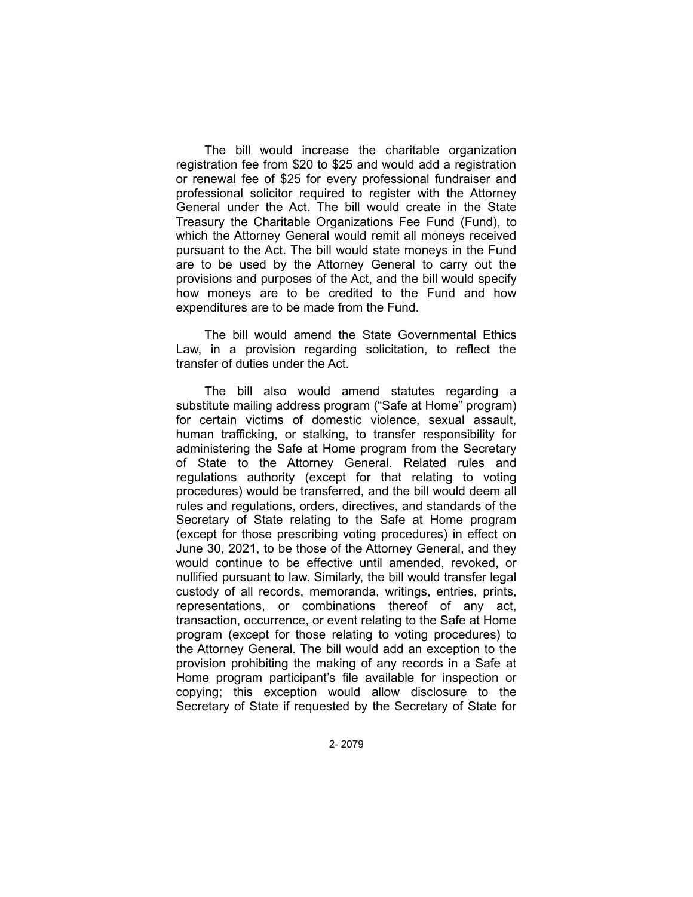The bill would increase the charitable organization registration fee from $20 to $25 and would add a registration or renewal fee of $25 for every professional fundraiser and professional solicitor required to register with the Attorney General under the Act. The bill would create in the State Treasury the Charitable Organizations Fee Fund (Fund), to which the Attorney General would remit all moneys received pursuant to the Act. The bill would state moneys in the Fund are to be used by the Attorney General to carry out the provisions and purposes of the Act, and the bill would specify how moneys are to be credited to the Fund and how expenditures are to be made from the Fund.

The bill would amend the State Governmental Ethics Law, in a provision regarding solicitation, to reflect the transfer of duties under the Act.

The bill also would amend statutes regarding a substitute mailing address program ("Safe at Home" program) for certain victims of domestic violence, sexual assault, human trafficking, or stalking, to transfer responsibility for administering the Safe at Home program from the Secretary of State to the Attorney General. Related rules and regulations authority (except for that relating to voting procedures) would be transferred, and the bill would deem all rules and regulations, orders, directives, and standards of the Secretary of State relating to the Safe at Home program (except for those prescribing voting procedures) in effect on June 30, 2021, to be those of the Attorney General, and they would continue to be effective until amended, revoked, or nullified pursuant to law. Similarly, the bill would transfer legal custody of all records, memoranda, writings, entries, prints, representations, or combinations thereof of any act, transaction, occurrence, or event relating to the Safe at Home program (except for those relating to voting procedures) to the Attorney General. The bill would add an exception to the provision prohibiting the making of any records in a Safe at Home program participant's file available for inspection or copying; this exception would allow disclosure to the Secretary of State if requested by the Secretary of State for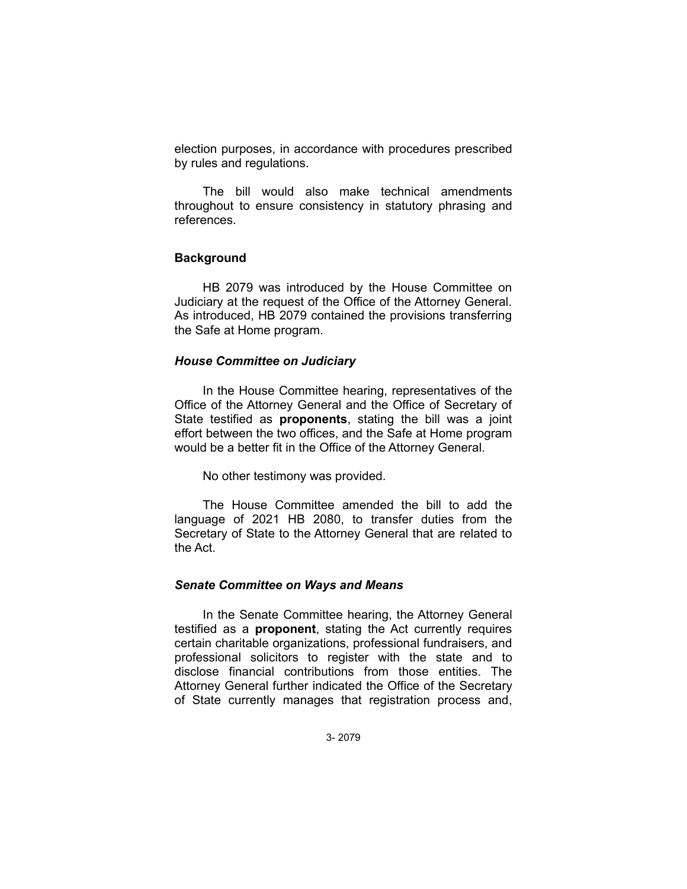election purposes, in accordance with procedures prescribed by rules and regulations.

The bill would also make technical amendments throughout to ensure consistency in statutory phrasing and references.

## Background

HB 2079 was introduced by the House Committee on Judiciary at the request of the Office of the Attorney General. As introduced, HB 2079 contained the provisions transferring the Safe at Home program.

### *House Committee on Judiciary*

In the House Committee hearing, representatives of the Office of the Attorney General and the Office of Secretary of State testified as **proponents**, stating the bill was a joint effort between the two offices, and the Safe at Home program would be a better fit in the Office of the Attorney General.

No other testimony was provided.

The House Committee amended the bill to add the language of 2021 HB 2080, to transfer duties from the Secretary of State to the Attorney General that are related to the Act.

### *Senate Committee on Ways and Means*

In the Senate Committee hearing, the Attorney General testified as a **proponent**, stating the Act currently requires certain charitable organizations, professional fundraisers, and professional solicitors to register with the state and to disclose financial contributions from those entities. The Attorney General further indicated the Office of the Secretary of State currently manages that registration process and,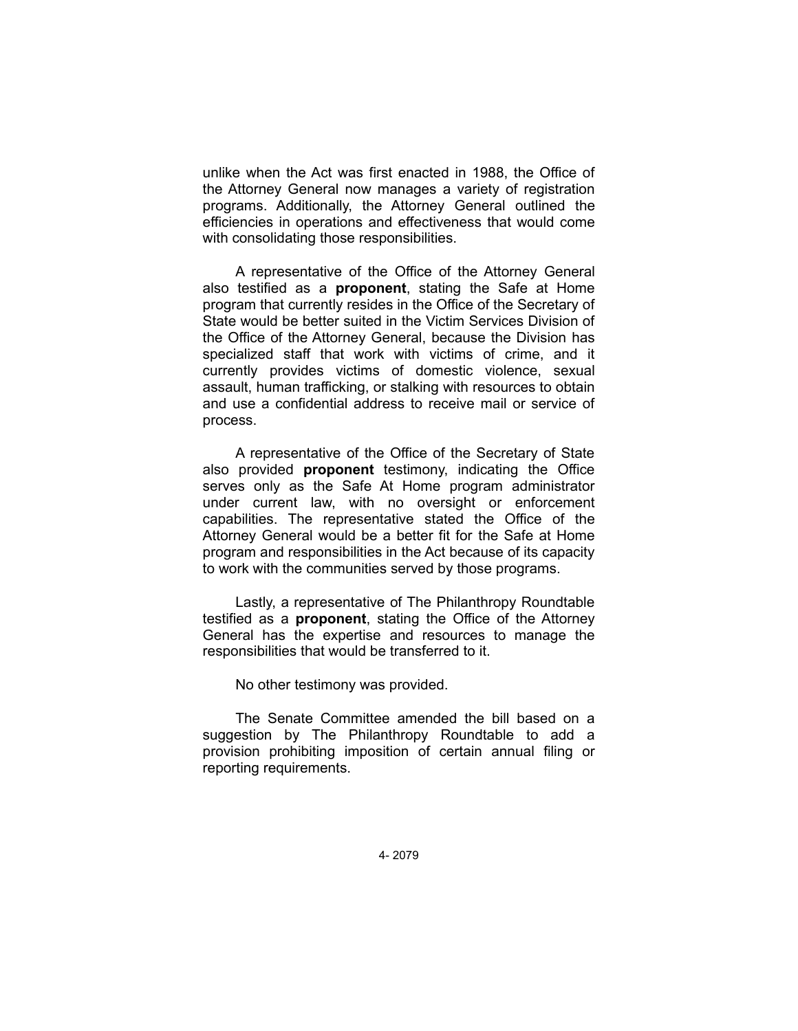unlike when the Act was first enacted in 1988, the Office of the Attorney General now manages a variety of registration programs. Additionally, the Attorney General outlined the efficiencies in operations and effectiveness that would come with consolidating those responsibilities.

A representative of the Office of the Attorney General also testified as a **proponent**, stating the Safe at Home program that currently resides in the Office of the Secretary of State would be better suited in the Victim Services Division of the Office of the Attorney General, because the Division has specialized staff that work with victims of crime, and it currently provides victims of domestic violence, sexual assault, human trafficking, or stalking with resources to obtain and use a confidential address to receive mail or service of process.

A representative of the Office of the Secretary of State also provided **proponent** testimony, indicating the Office serves only as the Safe At Home program administrator under current law, with no oversight or enforcement capabilities. The representative stated the Office of the Attorney General would be a better fit for the Safe at Home program and responsibilities in the Act because of its capacity to work with the communities served by those programs.

Lastly, a representative of The Philanthropy Roundtable testified as a **proponent**, stating the Office of the Attorney General has the expertise and resources to manage the responsibilities that would be transferred to it.

No other testimony was provided.

The Senate Committee amended the bill based on a suggestion by The Philanthropy Roundtable to add a provision prohibiting imposition of certain annual filing or reporting requirements.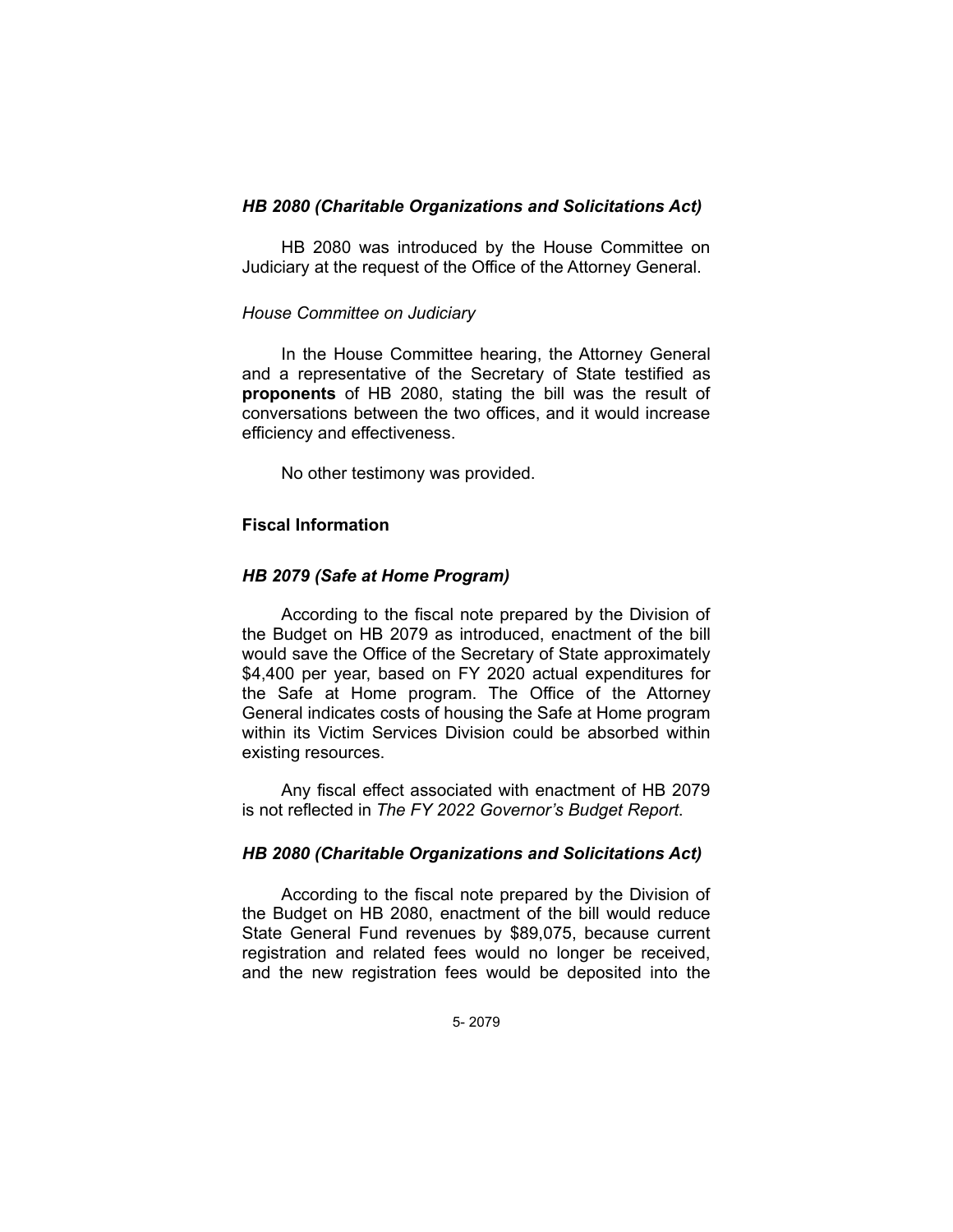### *HB 2080 (Charitable Organizations and Solicitations Act)*

HB 2080 was introduced by the House Committee on Judiciary at the request of the Office of the Attorney General.

*House Committee on Judiciary*

In the House Committee hearing, the Attorney General and a representative of the Secretary of State testified as **proponents** of HB 2080, stating the bill was the result of conversations between the two offices, and it would increase efficiency and effectiveness.

No other testimony was provided.

## Fiscal Information

### *HB 2079 (Safe at Home Program)*

According to the fiscal note prepared by the Division of the Budget on HB 2079 as introduced, enactment of the bill would save the Office of the Secretary of State approximately $4,400 per year, based on FY 2020 actual expenditures for the Safe at Home program. The Office of the Attorney General indicates costs of housing the Safe at Home program within its Victim Services Division could be absorbed within existing resources.

Any fiscal effect associated with enactment of HB 2079 is not reflected in *The FY 2022 Governor's Budget Report*.

### *HB 2080 (Charitable Organizations and Solicitations Act)*

According to the fiscal note prepared by the Division of the Budget on HB 2080, enactment of the bill would reduce State General Fund revenues by $89,075, because current registration and related fees would no longer be received, and the new registration fees would be deposited into the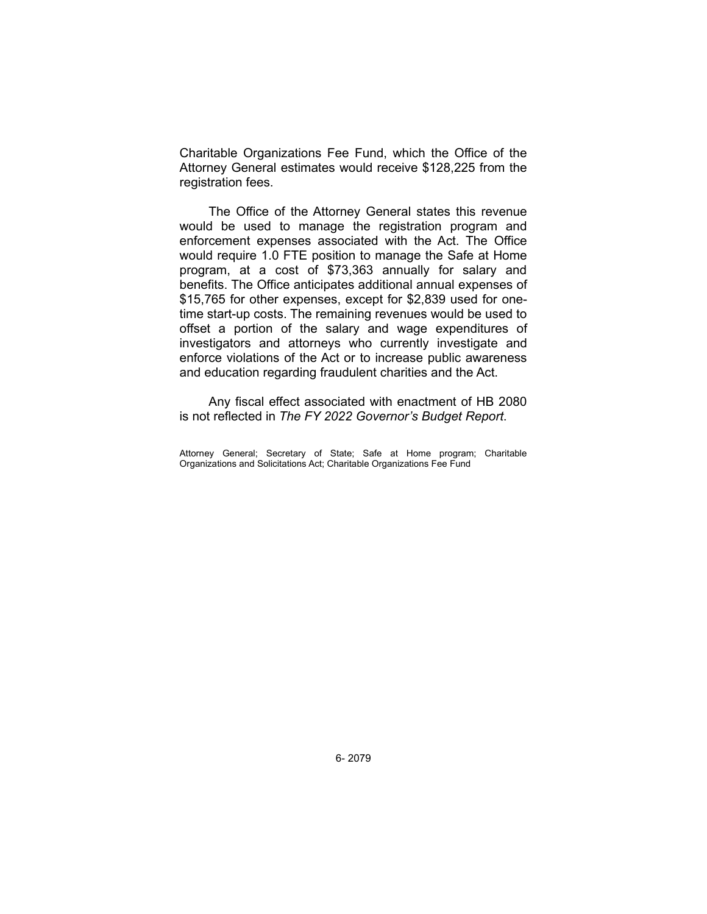Charitable Organizations Fee Fund, which the Office of the Attorney General estimates would receive $128,225 from the registration fees.

The Office of the Attorney General states this revenue would be used to manage the registration program and enforcement expenses associated with the Act. The Office would require 1.0 FTE position to manage the Safe at Home program, at a cost of $73,363 annually for salary and benefits. The Office anticipates additional annual expenses of $15,765 for other expenses, except for $2,839 used for one-time start-up costs. The remaining revenues would be used to offset a portion of the salary and wage expenditures of investigators and attorneys who currently investigate and enforce violations of the Act or to increase public awareness and education regarding fraudulent charities and the Act.

Any fiscal effect associated with enactment of HB 2080 is not reflected in *The FY 2022 Governor's Budget Report*.

Attorney General; Secretary of State; Safe at Home program; Charitable Organizations and Solicitations Act; Charitable Organizations Fee Fund